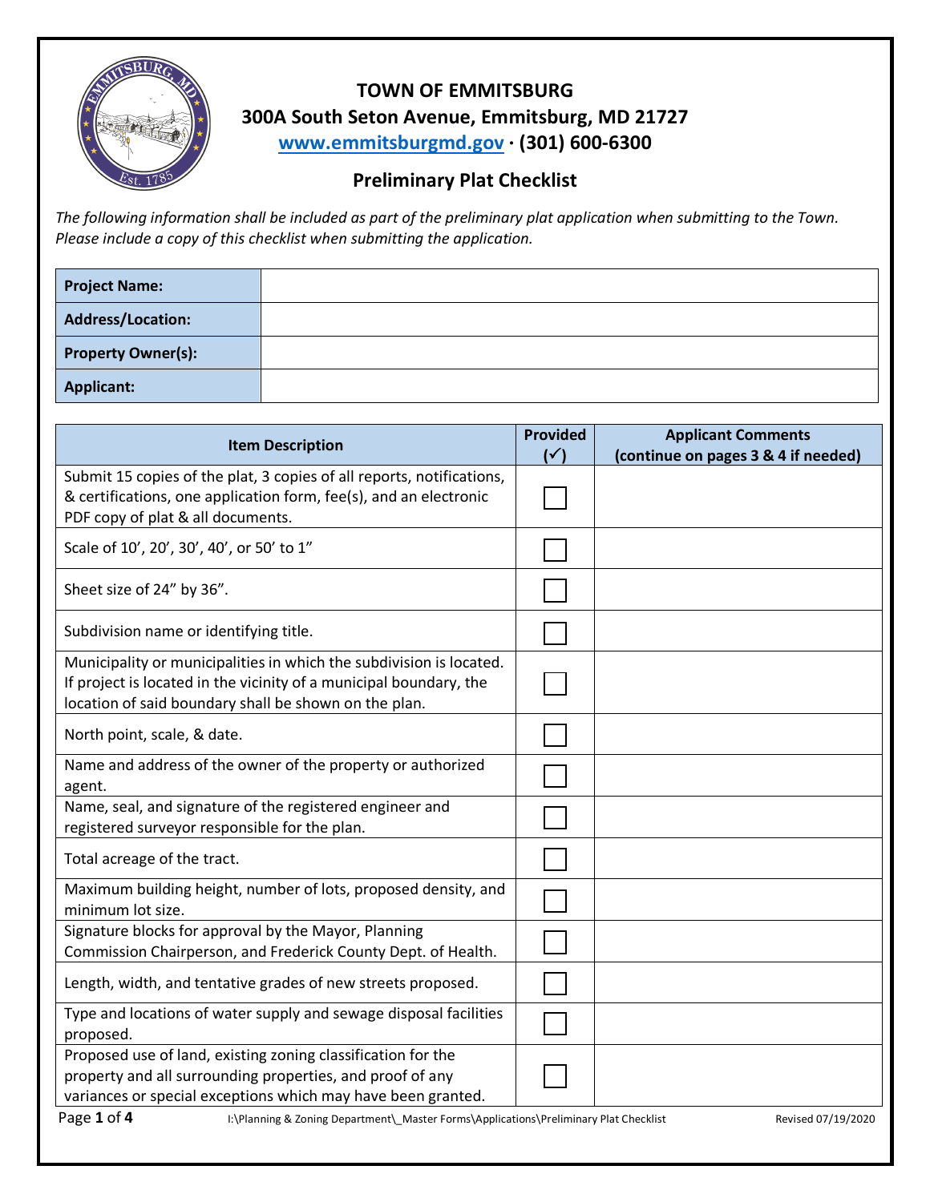# TOWN OF EMMITSBURG

## 300A South Seton Avenue, Emmitsburg, MD 21727

## www.emmitsburgmd.gov · (301) 600-6300

## Preliminary Plat Checklist

*The following information shall be included as part of the preliminary plat application when submitting to the Town. Please include a copy of this checklist when submitting the application.*

| | |
|---|---|
| **Project Name:** | |
| **Address/Location:** | |
| **Property Owner(s):** | |
| **Applicant:** | |

| Item Description | Provided (✓) | Applicant Comments (continue on pages 3 & 4 if needed) |
|---|---|---|
| Submit 15 copies of the plat, 3 copies of all reports, notifications, & certifications, one application form, fee(s), and an electronic PDF copy of plat & all documents. | ☐ | |
| Scale of 10', 20', 30', 40', or 50' to 1" | ☐ | |
| Sheet size of 24" by 36". | ☐ | |
| Subdivision name or identifying title. | ☐ | |
| Municipality or municipalities in which the subdivision is located. If project is located in the vicinity of a municipal boundary, the location of said boundary shall be shown on the plan. | ☐ | |
| North point, scale, & date. | ☐ | |
| Name and address of the owner of the property or authorized agent. | ☐ | |
| Name, seal, and signature of the registered engineer and registered surveyor responsible for the plan. | ☐ | |
| Total acreage of the tract. | ☐ | |
| Maximum building height, number of lots, proposed density, and minimum lot size. | ☐ | |
| Signature blocks for approval by the Mayor, Planning Commission Chairperson, and Frederick County Dept. of Health. | ☐ | |
| Length, width, and tentative grades of new streets proposed. | ☐ | |
| Type and locations of water supply and sewage disposal facilities proposed. | ☐ | |
| Proposed use of land, existing zoning classification for the property and all surrounding properties, and proof of any variances or special exceptions which may have been granted. | ☐ | |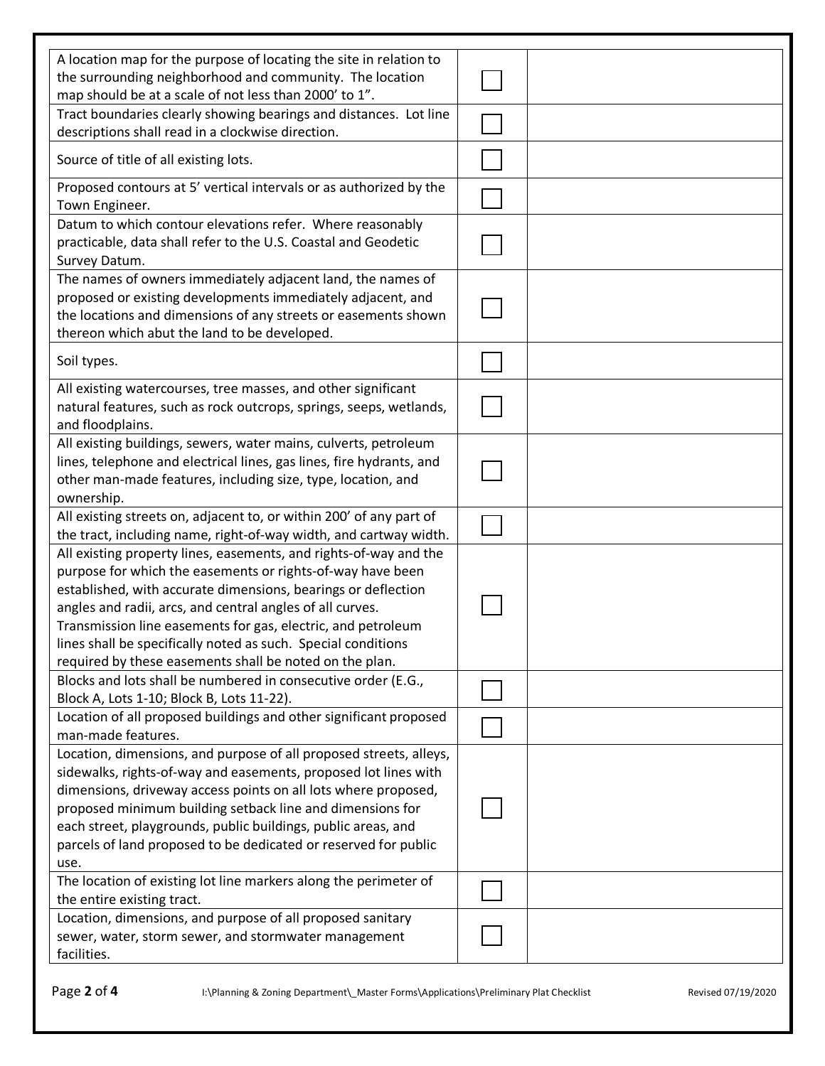| | | |
|---|---|---|
| A location map for the purpose of locating the site in relation to the surrounding neighborhood and community. The location map should be at a scale of not less than 2000' to 1". | ☐ | |
| Tract boundaries clearly showing bearings and distances. Lot line descriptions shall read in a clockwise direction. | ☐ | |
| Source of title of all existing lots. | ☐ | |
| Proposed contours at 5' vertical intervals or as authorized by the Town Engineer. | ☐ | |
| Datum to which contour elevations refer. Where reasonably practicable, data shall refer to the U.S. Coastal and Geodetic Survey Datum. | ☐ | |
| The names of owners immediately adjacent land, the names of proposed or existing developments immediately adjacent, and the locations and dimensions of any streets or easements shown thereon which abut the land to be developed. | ☐ | |
| Soil types. | ☐ | |
| All existing watercourses, tree masses, and other significant natural features, such as rock outcrops, springs, seeps, wetlands, and floodplains. | ☐ | |
| All existing buildings, sewers, water mains, culverts, petroleum lines, telephone and electrical lines, gas lines, fire hydrants, and other man-made features, including size, type, location, and ownership. | ☐ | |
| All existing streets on, adjacent to, or within 200' of any part of the tract, including name, right-of-way width, and cartway width. | ☐ | |
| All existing property lines, easements, and rights-of-way and the purpose for which the easements or rights-of-way have been established, with accurate dimensions, bearings or deflection angles and radii, arcs, and central angles of all curves. Transmission line easements for gas, electric, and petroleum lines shall be specifically noted as such. Special conditions required by these easements shall be noted on the plan. | ☐ | |
| Blocks and lots shall be numbered in consecutive order (E.G., Block A, Lots 1-10; Block B, Lots 11-22). | ☐ | |
| Location of all proposed buildings and other significant proposed man-made features. | ☐ | |
| Location, dimensions, and purpose of all proposed streets, alleys, sidewalks, rights-of-way and easements, proposed lot lines with dimensions, driveway access points on all lots where proposed, proposed minimum building setback line and dimensions for each street, playgrounds, public buildings, public areas, and parcels of land proposed to be dedicated or reserved for public use. | ☐ | |
| The location of existing lot line markers along the perimeter of the entire existing tract. | ☐ | |
| Location, dimensions, and purpose of all proposed sanitary sewer, water, storm sewer, and stormwater management facilities. | ☐ | |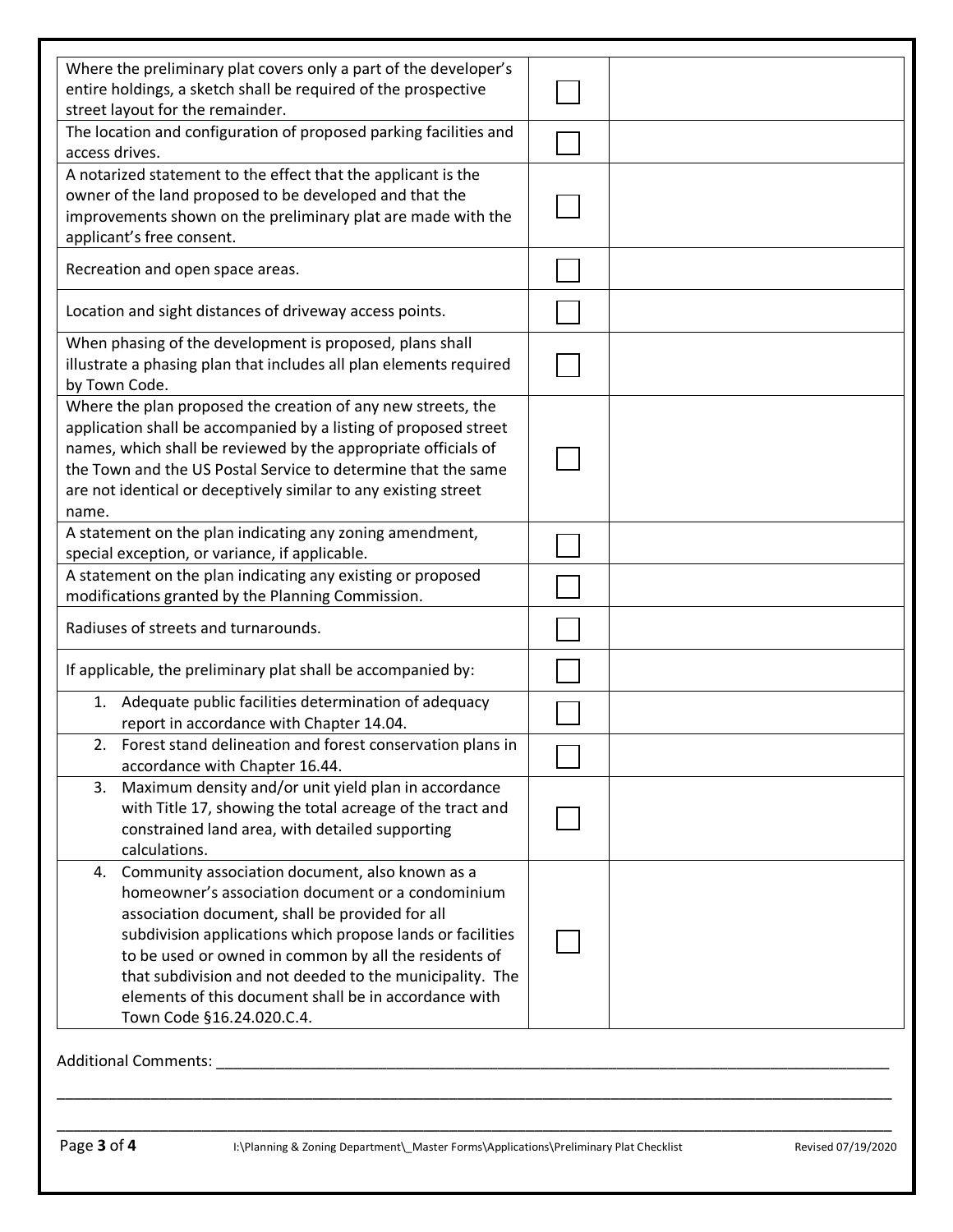| | | |
|---|---|---|
| Where the preliminary plat covers only a part of the developer's entire holdings, a sketch shall be required of the prospective street layout for the remainder. | ☐ | |
| The location and configuration of proposed parking facilities and access drives. | ☐ | |
| A notarized statement to the effect that the applicant is the owner of the land proposed to be developed and that the improvements shown on the preliminary plat are made with the applicant's free consent. | ☐ | |
| Recreation and open space areas. | ☐ | |
| Location and sight distances of driveway access points. | ☐ | |
| When phasing of the development is proposed, plans shall illustrate a phasing plan that includes all plan elements required by Town Code. | ☐ | |
| Where the plan proposed the creation of any new streets, the application shall be accompanied by a listing of proposed street names, which shall be reviewed by the appropriate officials of the Town and the US Postal Service to determine that the same are not identical or deceptively similar to any existing street name. | ☐ | |
| A statement on the plan indicating any zoning amendment, special exception, or variance, if applicable. | ☐ | |
| A statement on the plan indicating any existing or proposed modifications granted by the Planning Commission. | ☐ | |
| Radiuses of streets and turnarounds. | ☐ | |
| If applicable, the preliminary plat shall be accompanied by: | ☐ | |
| 1. Adequate public facilities determination of adequacy report in accordance with Chapter 14.04. | ☐ | |
| 2. Forest stand delineation and forest conservation plans in accordance with Chapter 16.44. | ☐ | |
| 3. Maximum density and/or unit yield plan in accordance with Title 17, showing the total acreage of the tract and constrained land area, with detailed supporting calculations. | ☐ | |
| 4. Community association document, also known as a homeowner's association document or a condominium association document, shall be provided for all subdivision applications which propose lands or facilities to be used or owned in common by all the residents of that subdivision and not deeded to the municipality. The elements of this document shall be in accordance with Town Code §16.24.020.C.4. | ☐ | |

Additional Comments: ______________________________________________________________________________

______________________________________________________________________________________________

______________________________________________________________________________________________

I:\Planning & Zoning Department\_Master Forms\Applications\Preliminary Plat Checklist    Revised 07/19/2020